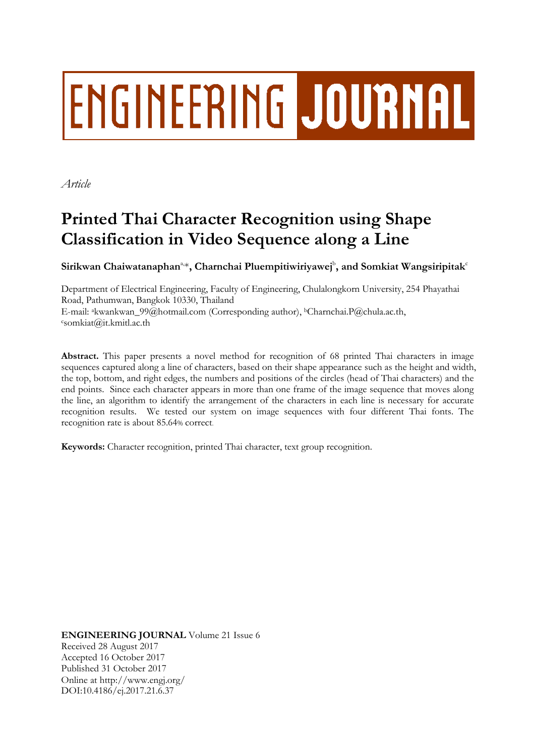# ENGINEERING JOURNAL

*Article*

# Printed Thai Character Recognition using Shape Classification in Video Sequence along a Line

**Sirikwan Chaiwatanaphan**[a,*], **Charnchai Pluempitiwiriyawej**[b], **and Somkiat Wangsiripitak**[c]

Department of Electrical Engineering, Faculty of Engineering, Chulalongkorn University, 254 Phayathai Road, Pathumwan, Bangkok 10330, Thailand
E-mail: [a]kwankwan_99@hotmail.com (Corresponding author), [b]Charnchai.P@chula.ac.th, [c]somkiat@it.kmitl.ac.th

**Abstract.** This paper presents a novel method for recognition of 68 printed Thai characters in image sequences captured along a line of characters, based on their shape appearance such as the height and width, the top, bottom, and right edges, the numbers and positions of the circles (head of Thai characters) and the end points. Since each character appears in more than one frame of the image sequence that moves along the line, an algorithm to identify the arrangement of the characters in each line is necessary for accurate recognition results. We tested our system on image sequences with four different Thai fonts. The recognition rate is about 85.64% correct.

**Keywords:** Character recognition, printed Thai character, text group recognition.

**ENGINEERING JOURNAL** Volume 21 Issue 6
Received 28 August 2017
Accepted 16 October 2017
Published 31 October 2017
Online at http://www.engj.org/
DOI:10.4186/ej.2017.21.6.37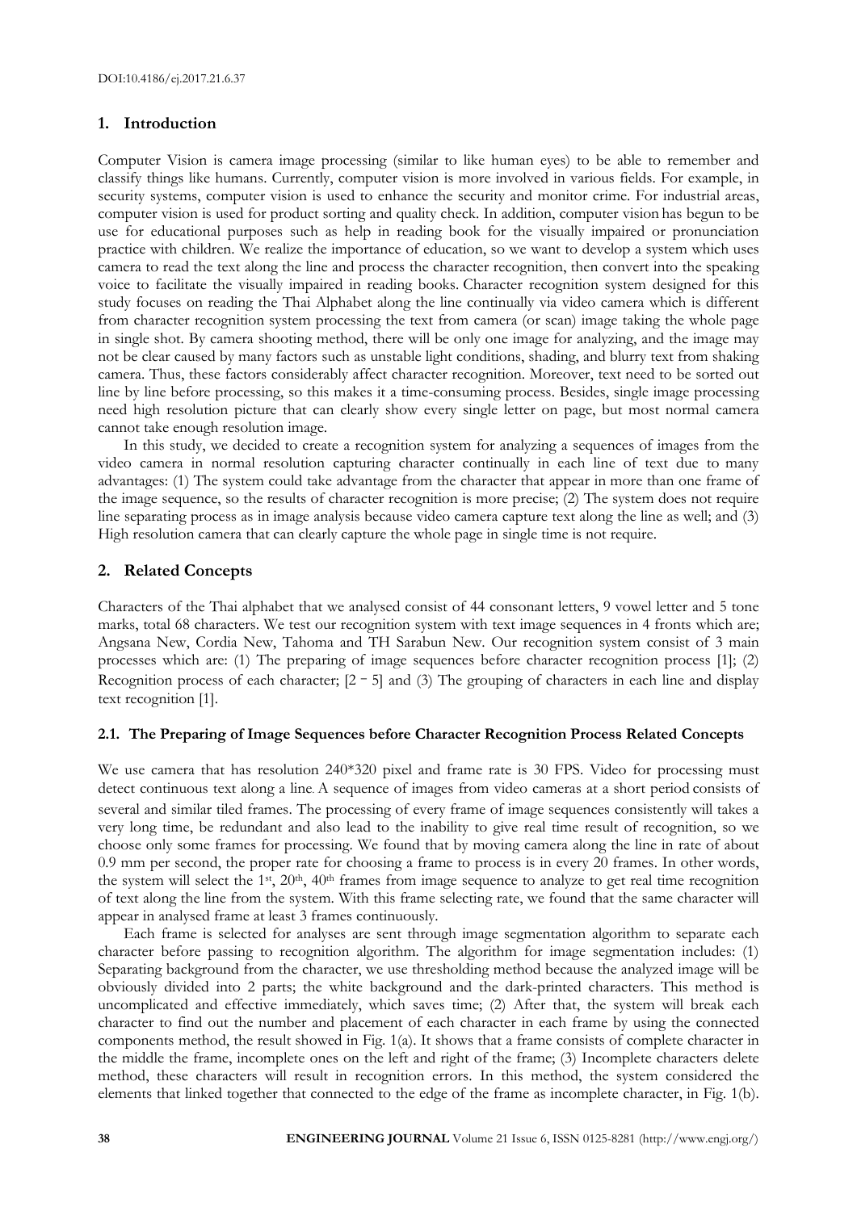## 1. Introduction

Computer Vision is camera image processing (similar to like human eyes) to be able to remember and classify things like humans. Currently, computer vision is more involved in various fields. For example, in security systems, computer vision is used to enhance the security and monitor crime. For industrial areas, computer vision is used for product sorting and quality check. In addition, computer vision has begun to be use for educational purposes such as help in reading book for the visually impaired or pronunciation practice with children. We realize the importance of education, so we want to develop a system which uses camera to read the text along the line and process the character recognition, then convert into the speaking voice to facilitate the visually impaired in reading books. Character recognition system designed for this study focuses on reading the Thai Alphabet along the line continually via video camera which is different from character recognition system processing the text from camera (or scan) image taking the whole page in single shot. By camera shooting method, there will be only one image for analyzing, and the image may not be clear caused by many factors such as unstable light conditions, shading, and blurry text from shaking camera. Thus, these factors considerably affect character recognition. Moreover, text need to be sorted out line by line before processing, so this makes it a time-consuming process. Besides, single image processing need high resolution picture that can clearly show every single letter on page, but most normal camera cannot take enough resolution image.

In this study, we decided to create a recognition system for analyzing a sequences of images from the video camera in normal resolution capturing character continually in each line of text due to many advantages: (1) The system could take advantage from the character that appear in more than one frame of the image sequence, so the results of character recognition is more precise; (2) The system does not require line separating process as in image analysis because video camera capture text along the line as well; and (3) High resolution camera that can clearly capture the whole page in single time is not require.

## 2. Related Concepts

Characters of the Thai alphabet that we analysed consist of 44 consonant letters, 9 vowel letter and 5 tone marks, total 68 characters. We test our recognition system with text image sequences in 4 fronts which are; Angsana New, Cordia New, Tahoma and TH Sarabun New. Our recognition system consist of 3 main processes which are: (1) The preparing of image sequences before character recognition process [1]; (2) Recognition process of each character; [2 - 5] and (3) The grouping of characters in each line and display text recognition [1].

### 2.1. The Preparing of Image Sequences before Character Recognition Process Related Concepts

We use camera that has resolution 240*320 pixel and frame rate is 30 FPS. Video for processing must detect continuous text along a line. A sequence of images from video cameras at a short period consists of several and similar tiled frames. The processing of every frame of image sequences consistently will takes a very long time, be redundant and also lead to the inability to give real time result of recognition, so we choose only some frames for processing. We found that by moving camera along the line in rate of about 0.9 mm per second, the proper rate for choosing a frame to process is in every 20 frames. In other words, the system will select the 1st, 20th, 40th frames from image sequence to analyze to get real time recognition of text along the line from the system. With this frame selecting rate, we found that the same character will appear in analysed frame at least 3 frames continuously.

Each frame is selected for analyses are sent through image segmentation algorithm to separate each character before passing to recognition algorithm. The algorithm for image segmentation includes: (1) Separating background from the character, we use thresholding method because the analyzed image will be obviously divided into 2 parts; the white background and the dark-printed characters. This method is uncomplicated and effective immediately, which saves time; (2) After that, the system will break each character to find out the number and placement of each character in each frame by using the connected components method, the result showed in Fig. 1(a). It shows that a frame consists of complete character in the middle the frame, incomplete ones on the left and right of the frame; (3) Incomplete characters delete method, these characters will result in recognition errors. In this method, the system considered the elements that linked together that connected to the edge of the frame as incomplete character, in Fig. 1(b).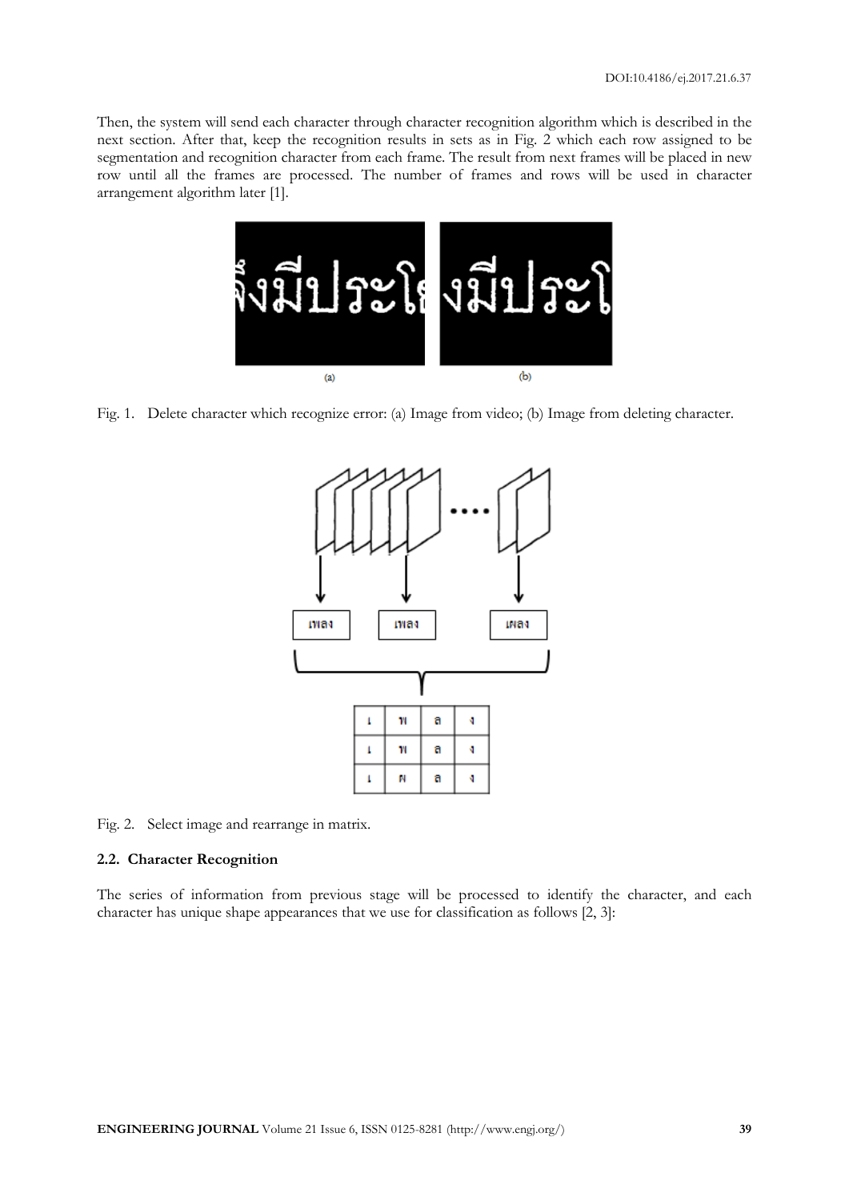Then, the system will send each character through character recognition algorithm which is described in the next section. After that, keep the recognition results in sets as in Fig. 2 which each row assigned to be segmentation and recognition character from each frame. The result from next frames will be placed in new row until all the frames are processed. The number of frames and rows will be used in character arrangement algorithm later [1].

Fig. 1. Delete character which recognize error: (a) Image from video; (b) Image from deleting character.

Fig. 2. Select image and rearrange in matrix.

### 2.2. Character Recognition

The series of information from previous stage will be processed to identify the character, and each character has unique shape appearances that we use for classification as follows [2, 3]: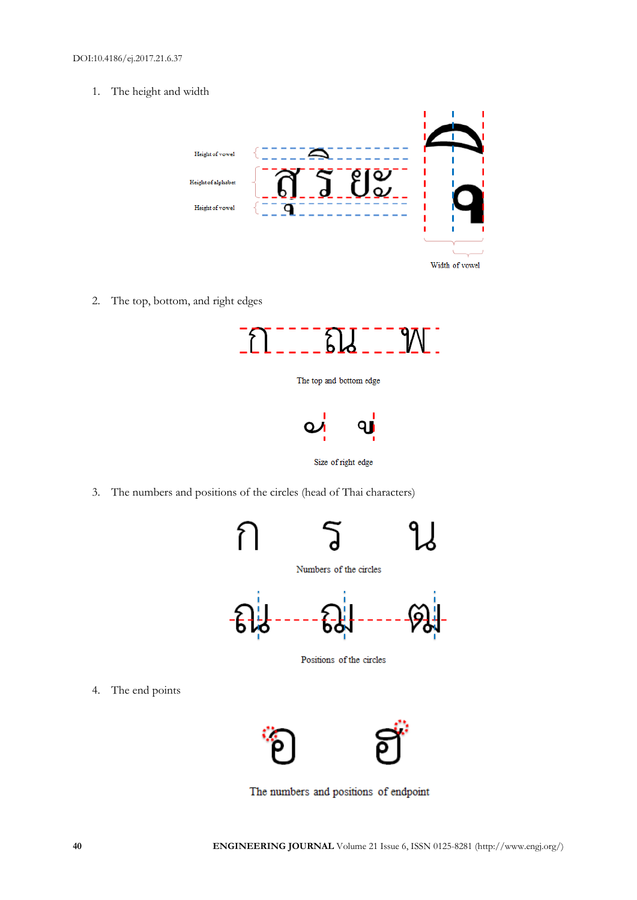1. The height and width

Height of vowel

Height of alphabet

Height of vowel

สุ ริ ยะ

Width of vowel

2. The top, bottom, and right edges

ก ฌ ฬ

The top and bottom edge

Size of right edge

3. The numbers and positions of the circles (head of Thai characters)

ก ร น

Numbers of the circles

ฌ ฌ ฒ

Positions of the circles

4. The end points

อ ฮ

The numbers and positions of endpoint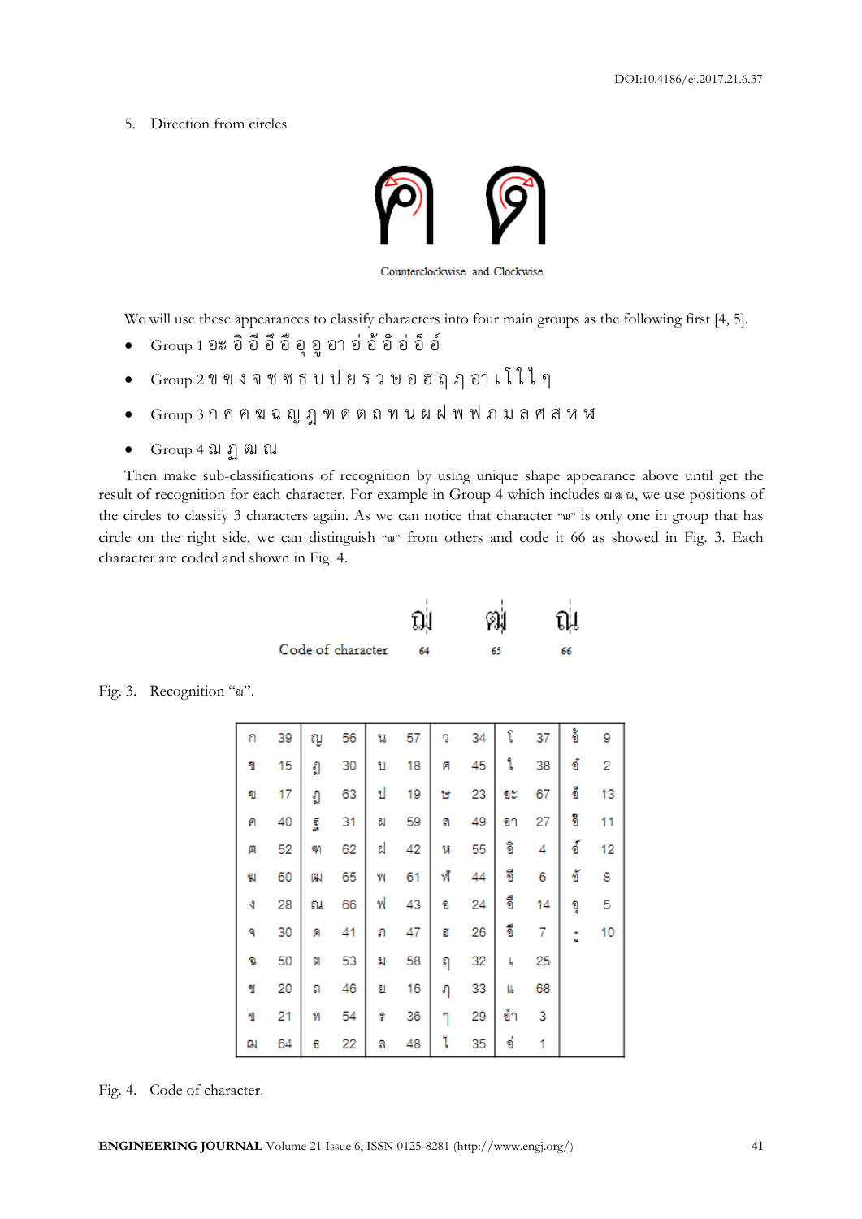5. Direction from circles

Counterclockwise and Clockwise

We will use these appearances to classify characters into four main groups as the following first [4, 5].

- Group 1 อะ อิ อี อึ อื อุ อู อา อ่ อ้ อ๊ อ๋ อ็ อ์
- Group 2 ข ฃ ง จ ช ซ ธ บ ป ย ร ว ษ อ ฮ ฤ ฦ อา เ โ ใ ไ ๆ
- Group 3 ก ค ฅ ฆ ฉ ญ ฏ ฑ ด ต ถ ท น ผ ฝ พ ฟ ภ ม ล ศ ส ห ฬ
- Group 4 ฌ ฏ ฒ ณ

Then make sub-classifications of recognition by using unique shape appearance above until get the result of recognition for each character. For example in Group 4 which includes ฌ ฒ ณ, we use positions of the circles to classify 3 characters again. As we can notice that character "ณ" is only one in group that has circle on the right side, we can distinguish "ณ" from others and code it 66 as showed in Fig. 3. Each character are coded and shown in Fig. 4.

| | ฌ | ฒ | ณ |
|---|---|---|---|
| Code of character | 64 | 65 | 66 |

Fig. 3. Recognition "ณ".

| | | | | | | | | | | | |
|---|---|---|---|---|---|---|---|---|---|---|---|
| ก | 39 | ญ | 56 | น | 57 | ว | 34 | โ | 37 | อ้ | 9 |
| ข | 15 | ฎ | 30 | บ | 18 | ศ | 45 | ใ | 38 | อ๋ | 2 |
| ฃ | 17 | ฏ | 63 | ป | 19 | ษ | 23 | อะ | 67 | อึ | 13 |
| ค | 40 | ฐ | 31 | ผ | 59 | ส | 49 | อา | 27 | อิ | 11 |
| ฅ | 52 | ฑ | 62 | ฝ | 42 | ห | 55 | อิ | 4 | อ์ | 12 |
| ฆ | 60 | ฒ | 65 | พ | 61 | ฬ | 44 | อี | 6 | อ๊ | 8 |
| ง | 28 | ณ | 66 | ฟ | 43 | อ | 24 | อื | 14 | อุ | 5 |
| จ | 30 | ด | 41 | ภ | 47 | ฮ | 26 | อื | 7 | ฺ | 10 |
| ฉ | 50 | ต | 53 | ม | 58 | ฤ | 32 | เ | 25 | | |
| ช | 20 | ถ | 46 | ย | 16 | ฦ | 33 | แ | 68 | | |
| ซ | 21 | ท | 54 | ร | 36 | ๆ | 29 | อำ | 3 | | |
| ฌ | 64 | ธ | 22 | ล | 48 | ไ | 35 | อ่ | 1 | | |

Fig. 4. Code of character.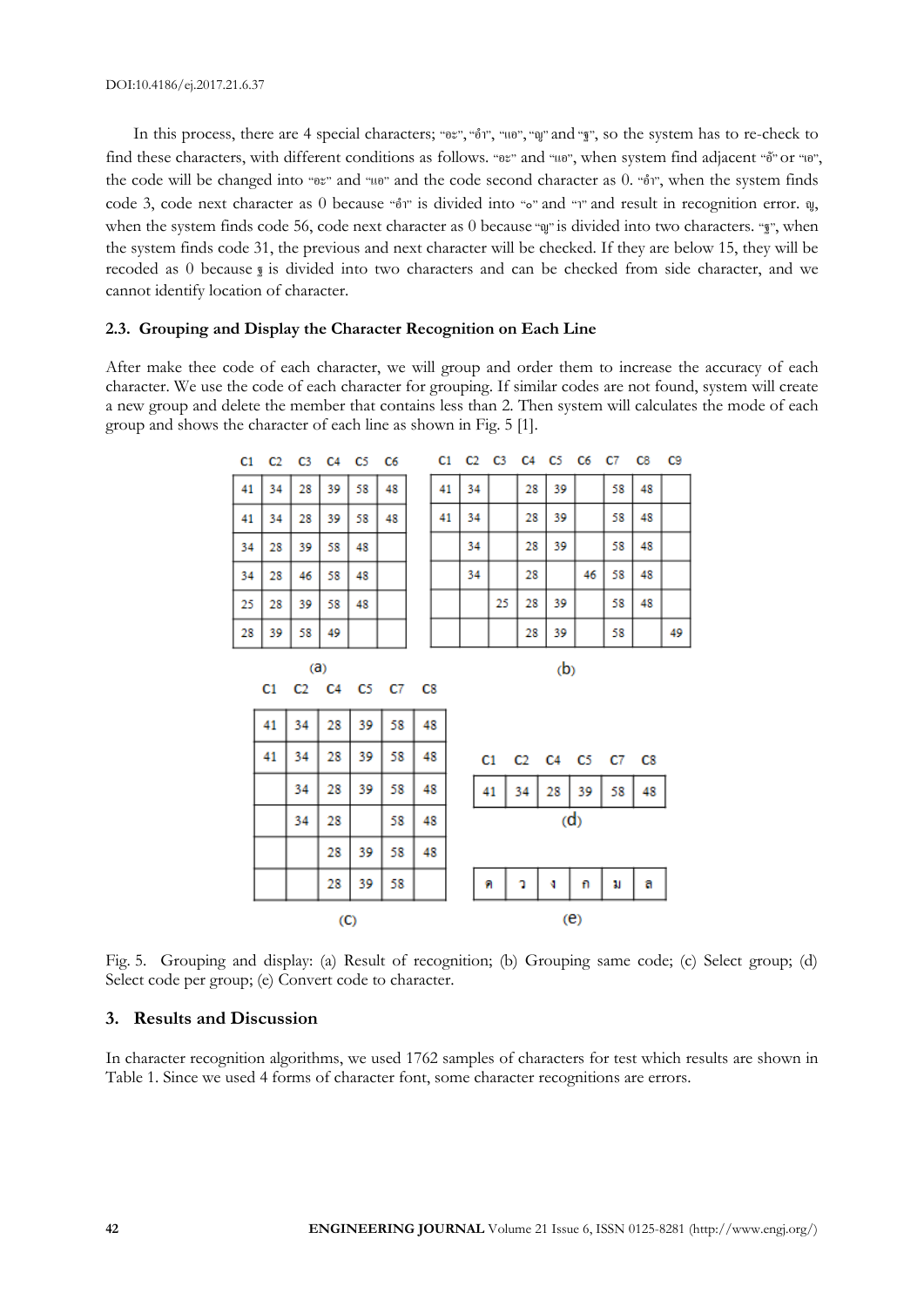In this process, there are 4 special characters; "อะ", "อำ", "แอ", "ญ" and "ฐ", so the system has to re-check to find these characters, with different conditions as follows. "อะ" and "แอ", when system find adjacent "อ้" or "เอ", the code will be changed into "อะ" and "แอ" and the code second character as 0. "อำ", when the system finds code 3, code next character as 0 because "อำ" is divided into "ํ" and "า" and result in recognition error. ญ, when the system finds code 56, code next character as 0 because "ญ" is divided into two characters. "ฐ", when the system finds code 31, the previous and next character will be checked. If they are below 15, they will be recoded as 0 because ฐ is divided into two characters and can be checked from side character, and we cannot identify location of character.

### 2.3. Grouping and Display the Character Recognition on Each Line

After make thee code of each character, we will group and order them to increase the accuracy of each character. We use the code of each character for grouping. If similar codes are not found, system will create a new group and delete the member that contains less than 2. Then system will calculates the mode of each group and shows the character of each line as shown in Fig. 5 [1].

(a)

| C1 | C2 | C3 | C4 | C5 | C6 |
|---|---|---|---|---|---|
| 41 | 34 | 28 | 39 | 58 | 48 |
| 41 | 34 | 28 | 39 | 58 | 48 |
| 34 | 28 | 39 | 58 | 48 | |
| 34 | 28 | 46 | 58 | 48 | |
| 25 | 28 | 39 | 58 | 48 | |
| 28 | 39 | 58 | 49 | | |

(b)

| C1 | C2 | C3 | C4 | C5 | C6 | C7 | C8 | C9 |
|---|---|---|---|---|---|---|---|---|
| 41 | 34 | | 28 | 39 | | 58 | 48 | |
| 41 | 34 | | 28 | 39 | | 58 | 48 | |
| | 34 | | 28 | 39 | | 58 | 48 | |
| | 34 | | 28 | | 46 | 58 | 48 | |
| | | 25 | 28 | 39 | | 58 | 48 | |
| | | | 28 | 39 | | 58 | | 49 |

(c)

| C1 | C2 | C4 | C5 | C7 | C8 |
|---|---|---|---|---|---|
| 41 | 34 | 28 | 39 | 58 | 48 |
| 41 | 34 | 28 | 39 | 58 | 48 |
| | 34 | 28 | 39 | 58 | 48 |
| | 34 | 28 | | 58 | 48 |
| | | 28 | 39 | 58 | 48 |
| | | 28 | 39 | 58 | |

(d)

| C1 | C2 | C4 | C5 | C7 | C8 |
|---|---|---|---|---|---|
| 41 | 34 | 28 | 39 | 58 | 48 |

(e)

| ค | ว | ง | ก | ม | ล |
|---|---|---|---|---|---|

Fig. 5. Grouping and display: (a) Result of recognition; (b) Grouping same code; (c) Select group; (d) Select code per group; (e) Convert code to character.

## 3. Results and Discussion

In character recognition algorithms, we used 1762 samples of characters for test which results are shown in Table 1. Since we used 4 forms of character font, some character recognitions are errors.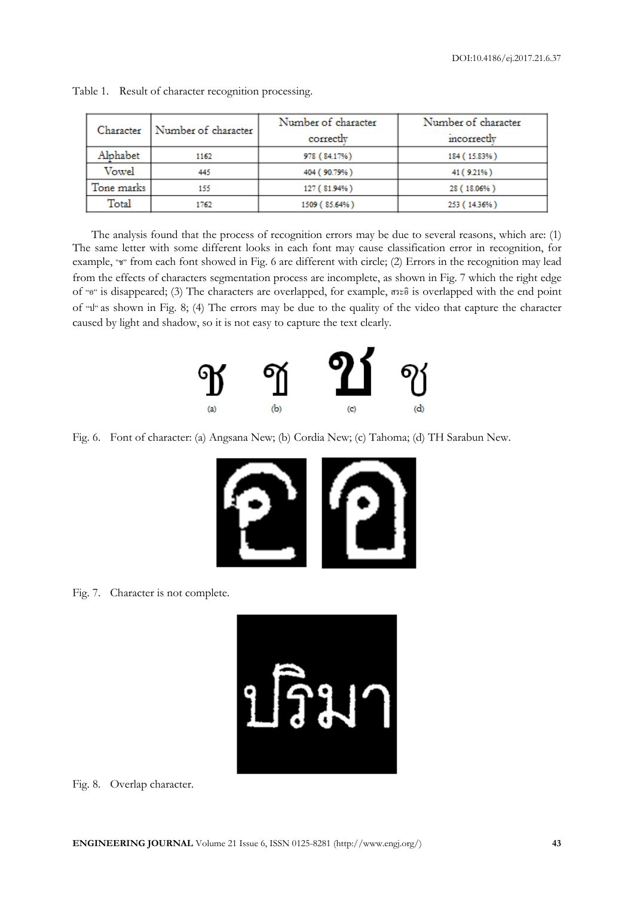Table 1. Result of character recognition processing.

| Character | Number of character | Number of character correctly | Number of character incorrectly |
|---|---|---|---|
| Alphabet | 1162 | 978 ( 84.17% ) | 184 ( 15.83% ) |
| Vowel | 445 | 404 ( 90.79% ) | 41 ( 9.21% ) |
| Tone marks | 155 | 127 ( 81.94% ) | 28 ( 18.06% ) |
| Total | 1762 | 1509 ( 85.64% ) | 253 ( 14.36% ) |

The analysis found that the process of recognition errors may be due to several reasons, which are: (1) The same letter with some different looks in each font may cause classification error in recognition, for example, "ช" from each font showed in Fig. 6 are different with circle; (2) Errors in the recognition may lead from the effects of characters segmentation process are incomplete, as shown in Fig. 7 which the right edge of "อ" is disappeared; (3) The characters are overlapped, for example, สระอิ is overlapped with the end point of "ป" as shown in Fig. 8; (4) The errors may be due to the quality of the video that capture the character caused by light and shadow, so it is not easy to capture the text clearly.

Fig. 6. Font of character: (a) Angsana New; (b) Cordia New; (c) Tahoma; (d) TH Sarabun New.

Fig. 7. Character is not complete.

Fig. 8. Overlap character.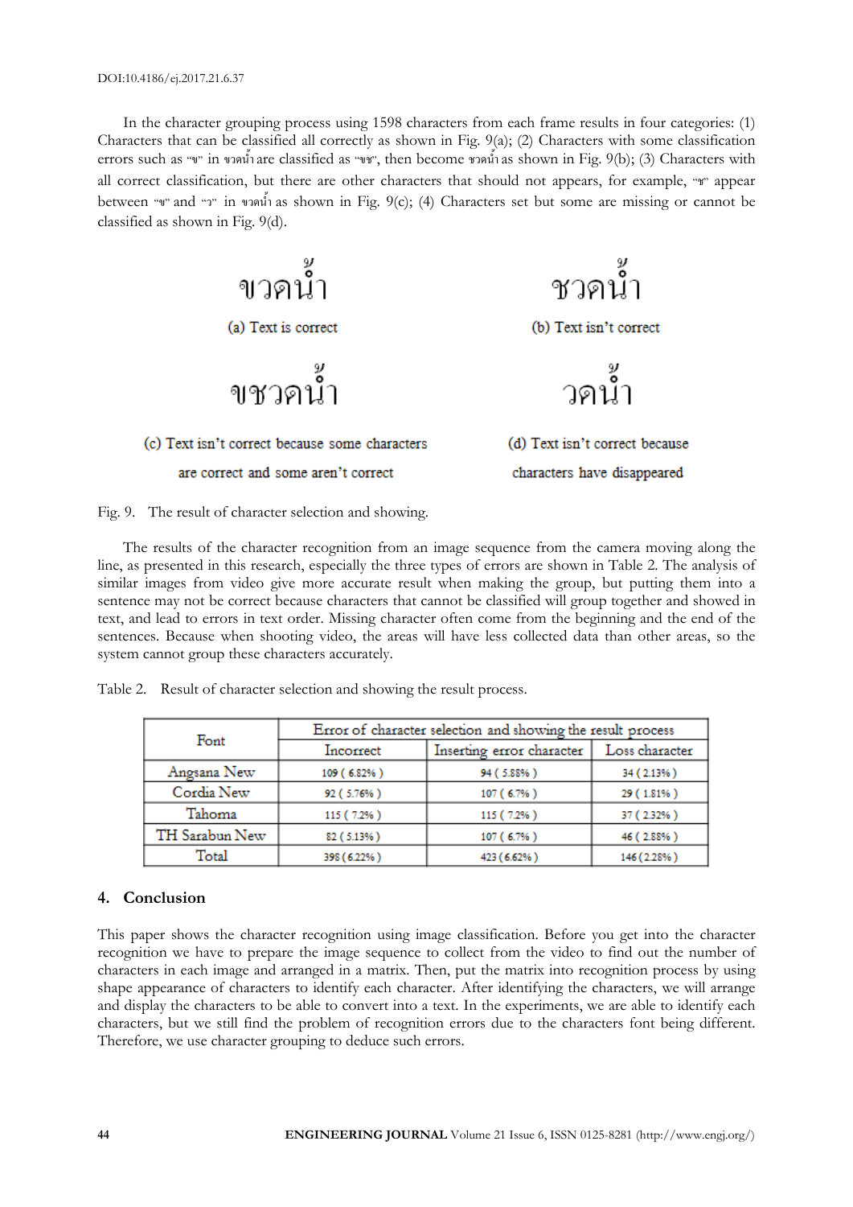In the character grouping process using 1598 characters from each frame results in four categories: (1) Characters that can be classified all correctly as shown in Fig. 9(a); (2) Characters with some classification errors such as "ข" in ขวดน้ำ are classified as "ชช", then become ชวดน้ำ as shown in Fig. 9(b); (3) Characters with all correct classification, but there are other characters that should not appears, for example, "ช" appear between "ข" and "ว" in ขวดน้ำ as shown in Fig. 9(c); (4) Characters set but some are missing or cannot be classified as shown in Fig. 9(d).

ขวดน้ำ

(a) Text is correct

ชวดน้ำ

(b) Text isn't correct

ขชวดน้ำ

(c) Text isn't correct because some characters are correct and some aren't correct

วดน้ำ

(d) Text isn't correct because characters have disappeared

Fig. 9. The result of character selection and showing.

The results of the character recognition from an image sequence from the camera moving along the line, as presented in this research, especially the three types of errors are shown in Table 2. The analysis of similar images from video give more accurate result when making the group, but putting them into a sentence may not be correct because characters that cannot be classified will group together and showed in text, and lead to errors in text order. Missing character often come from the beginning and the end of the sentences. Because when shooting video, the areas will have less collected data than other areas, so the system cannot group these characters accurately.

Table 2. Result of character selection and showing the result process.

| Font | Error of character selection and showing the result process | | |
|---|---|---|---|
| | Incorrect | Inserting error character | Loss character |
| Angsana New | 109 ( 6.82% ) | 94 ( 5.88% ) | 34 ( 2.13% ) |
| Cordia New | 92 ( 5.76% ) | 107 ( 6.7% ) | 29 ( 1.81% ) |
| Tahoma | 115 ( 7.2% ) | 115 ( 7.2% ) | 37 ( 2.32% ) |
| TH Sarabun New | 82 ( 5.13% ) | 107 ( 6.7% ) | 46 ( 2.88% ) |
| Total | 398 (6.22% ) | 423 (6.62% ) | 146 (2.28% ) |

## 4. Conclusion

This paper shows the character recognition using image classification. Before you get into the character recognition we have to prepare the image sequence to collect from the video to find out the number of characters in each image and arranged in a matrix. Then, put the matrix into recognition process by using shape appearance of characters to identify each character. After identifying the characters, we will arrange and display the characters to be able to convert into a text. In the experiments, we are able to identify each characters, but we still find the problem of recognition errors due to the characters font being different. Therefore, we use character grouping to deduce such errors.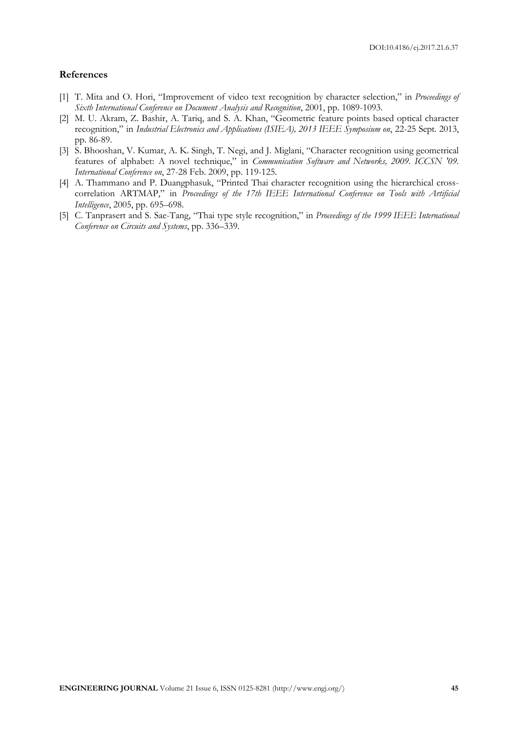## References

[1] T. Mita and O. Hori, "Improvement of video text recognition by character selection," in *Proceedings of Sixth International Conference on Document Analysis and Recognition*, 2001, pp. 1089-1093.

[2] M. U. Akram, Z. Bashir, A. Tariq, and S. A. Khan, "Geometric feature points based optical character recognition," in *Industrial Electronics and Applications (ISIEA), 2013 IEEE Symposium on*, 22-25 Sept. 2013, pp. 86-89.

[3] S. Bhooshan, V. Kumar, A. K. Singh, T. Negi, and J. Miglani, "Character recognition using geometrical features of alphabet: A novel technique," in *Communication Software and Networks, 2009. ICCSN '09. International Conference on*, 27-28 Feb. 2009, pp. 119-125.

[4] A. Thammano and P. Duangphasuk, "Printed Thai character recognition using the hierarchical cross-correlation ARTMAP," in *Proceedings of the 17th IEEE International Conference on Tools with Artificial Intelligence*, 2005, pp. 695–698.

[5] C. Tanprasert and S. Sae-Tang, "Thai type style recognition," in *Proceedings of the 1999 IEEE International Conference on Circuits and Systems*, pp. 336–339.